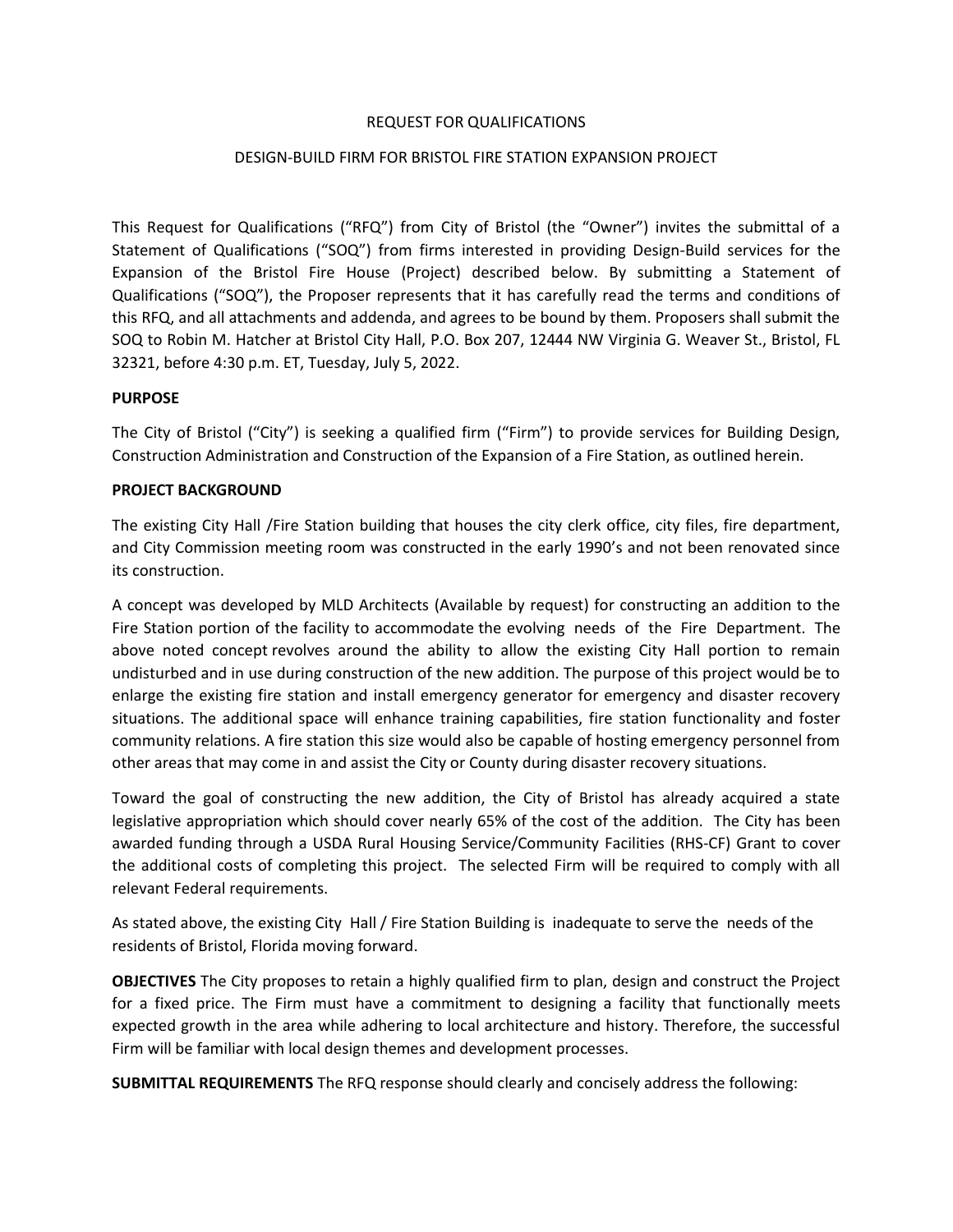REQUEST FOR QUALIFICATIONS

DESIGN-BUILD FIRM FOR BRISTOL FIRE STATION EXPANSION PROJECT

This Request for Qualifications ("RFQ") from City of Bristol (the "Owner") invites the submittal of a Statement of Qualifications ("SOQ") from firms interested in providing Design-Build services for the Expansion of the Bristol Fire House (Project) described below. By submitting a Statement of Qualifications ("SOQ"), the Proposer represents that it has carefully read the terms and conditions of this RFQ, and all attachments and addenda, and agrees to be bound by them. Proposers shall submit the SOQ to Robin M. Hatcher at Bristol City Hall, P.O. Box 207, 12444 NW Virginia G. Weaver St., Bristol, FL 32321, before 4:30 p.m. ET, Tuesday, July 5, 2022.

**PURPOSE**

The City of Bristol ("City") is seeking a qualified firm ("Firm") to provide services for Building Design, Construction Administration and Construction of the Expansion of a Fire Station, as outlined herein.

**PROJECT BACKGROUND**

The existing City Hall /Fire Station building that houses the city clerk office, city files, fire department, and City Commission meeting room was constructed in the early 1990's and not been renovated since its construction.

A concept was developed by MLD Architects (Available by request) for constructing an addition to the Fire Station portion of the facility to accommodate the evolving needs of the Fire Department. The above noted concept revolves around the ability to allow the existing City Hall portion to remain undisturbed and in use during construction of the new addition. The purpose of this project would be to enlarge the existing fire station and install emergency generator for emergency and disaster recovery situations. The additional space will enhance training capabilities, fire station functionality and foster community relations. A fire station this size would also be capable of hosting emergency personnel from other areas that may come in and assist the City or County during disaster recovery situations.

Toward the goal of constructing the new addition, the City of Bristol has already acquired a state legislative appropriation which should cover nearly 65% of the cost of the addition. The City has been awarded funding through a USDA Rural Housing Service/Community Facilities (RHS-CF) Grant to cover the additional costs of completing this project. The selected Firm will be required to comply with all relevant Federal requirements.

As stated above, the existing City Hall / Fire Station Building is inadequate to serve the needs of the residents of Bristol, Florida moving forward.

**OBJECTIVES** The City proposes to retain a highly qualified firm to plan, design and construct the Project for a fixed price. The Firm must have a commitment to designing a facility that functionally meets expected growth in the area while adhering to local architecture and history. Therefore, the successful Firm will be familiar with local design themes and development processes.

**SUBMITTAL REQUIREMENTS** The RFQ response should clearly and concisely address the following: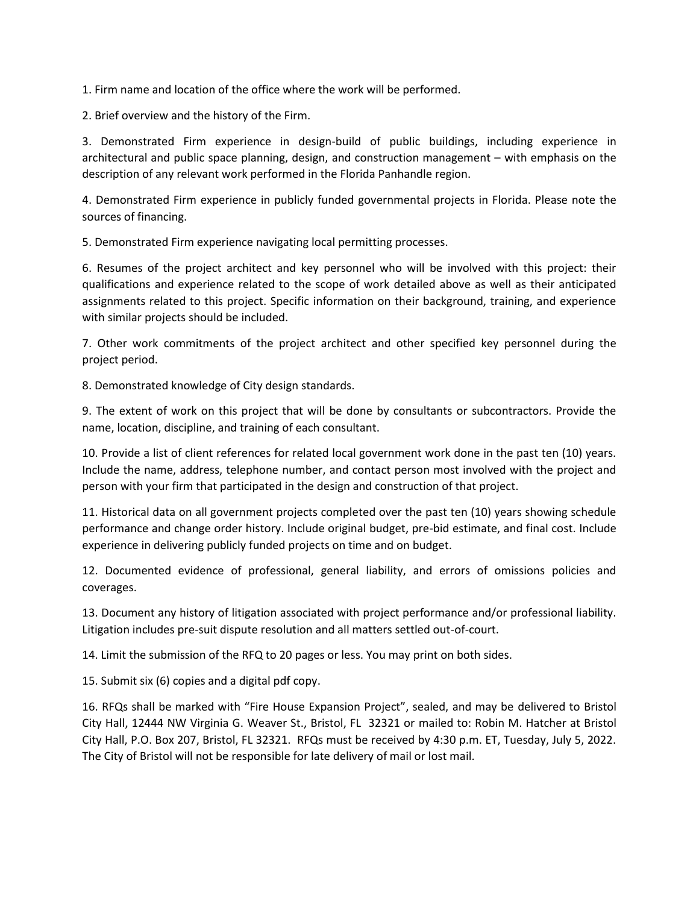1. Firm name and location of the office where the work will be performed.

2. Brief overview and the history of the Firm.

3. Demonstrated Firm experience in design-build of public buildings, including experience in architectural and public space planning, design, and construction management – with emphasis on the description of any relevant work performed in the Florida Panhandle region.

4. Demonstrated Firm experience in publicly funded governmental projects in Florida. Please note the sources of financing.

5. Demonstrated Firm experience navigating local permitting processes.

6. Resumes of the project architect and key personnel who will be involved with this project: their qualifications and experience related to the scope of work detailed above as well as their anticipated assignments related to this project. Specific information on their background, training, and experience with similar projects should be included.

7. Other work commitments of the project architect and other specified key personnel during the project period.

8. Demonstrated knowledge of City design standards.

9. The extent of work on this project that will be done by consultants or subcontractors. Provide the name, location, discipline, and training of each consultant.

10. Provide a list of client references for related local government work done in the past ten (10) years. Include the name, address, telephone number, and contact person most involved with the project and person with your firm that participated in the design and construction of that project.

11. Historical data on all government projects completed over the past ten (10) years showing schedule performance and change order history. Include original budget, pre-bid estimate, and final cost. Include experience in delivering publicly funded projects on time and on budget.

12. Documented evidence of professional, general liability, and errors of omissions policies and coverages.

13. Document any history of litigation associated with project performance and/or professional liability. Litigation includes pre-suit dispute resolution and all matters settled out-of-court.

14. Limit the submission of the RFQ to 20 pages or less. You may print on both sides.

15. Submit six (6) copies and a digital pdf copy.

16. RFQs shall be marked with "Fire House Expansion Project", sealed, and may be delivered to Bristol City Hall, 12444 NW Virginia G. Weaver St., Bristol, FL 32321 or mailed to: Robin M. Hatcher at Bristol City Hall, P.O. Box 207, Bristol, FL 32321. RFQs must be received by 4:30 p.m. ET, Tuesday, July 5, 2022. The City of Bristol will not be responsible for late delivery of mail or lost mail.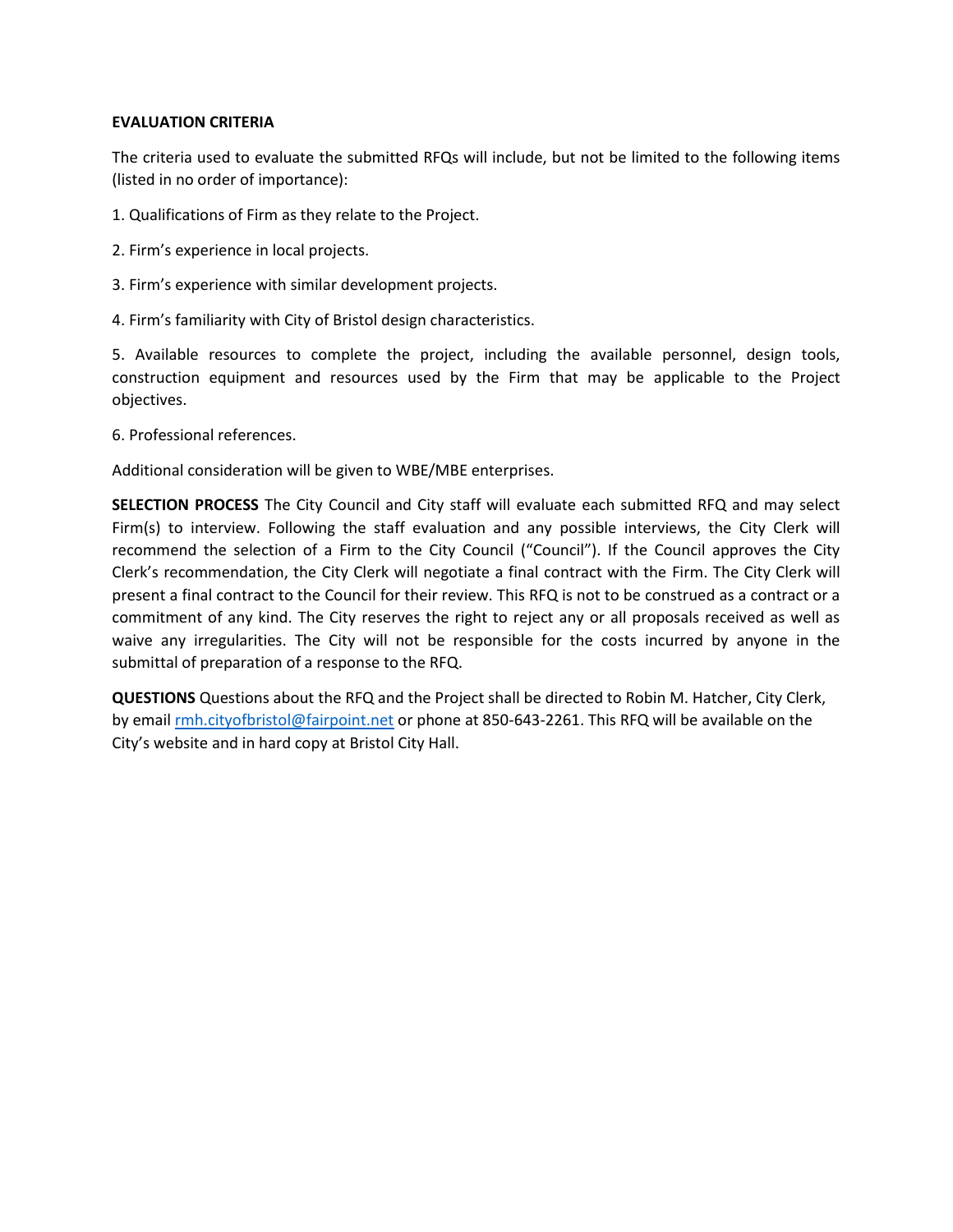**EVALUATION CRITERIA**

The criteria used to evaluate the submitted RFQs will include, but not be limited to the following items (listed in no order of importance):

1. Qualifications of Firm as they relate to the Project.
2. Firm's experience in local projects.
3. Firm's experience with similar development projects.
4. Firm's familiarity with City of Bristol design characteristics.
5. Available resources to complete the project, including the available personnel, design tools, construction equipment and resources used by the Firm that may be applicable to the Project objectives.
6. Professional references.

Additional consideration will be given to WBE/MBE enterprises.

**SELECTION PROCESS** The City Council and City staff will evaluate each submitted RFQ and may select Firm(s) to interview. Following the staff evaluation and any possible interviews, the City Clerk will recommend the selection of a Firm to the City Council ("Council"). If the Council approves the City Clerk's recommendation, the City Clerk will negotiate a final contract with the Firm. The City Clerk will present a final contract to the Council for their review. This RFQ is not to be construed as a contract or a commitment of any kind. The City reserves the right to reject any or all proposals received as well as waive any irregularities. The City will not be responsible for the costs incurred by anyone in the submittal of preparation of a response to the RFQ.

**QUESTIONS** Questions about the RFQ and the Project shall be directed to Robin M. Hatcher, City Clerk, by email rmh.cityofbristol@fairpoint.net or phone at 850-643-2261. This RFQ will be available on the City's website and in hard copy at Bristol City Hall.